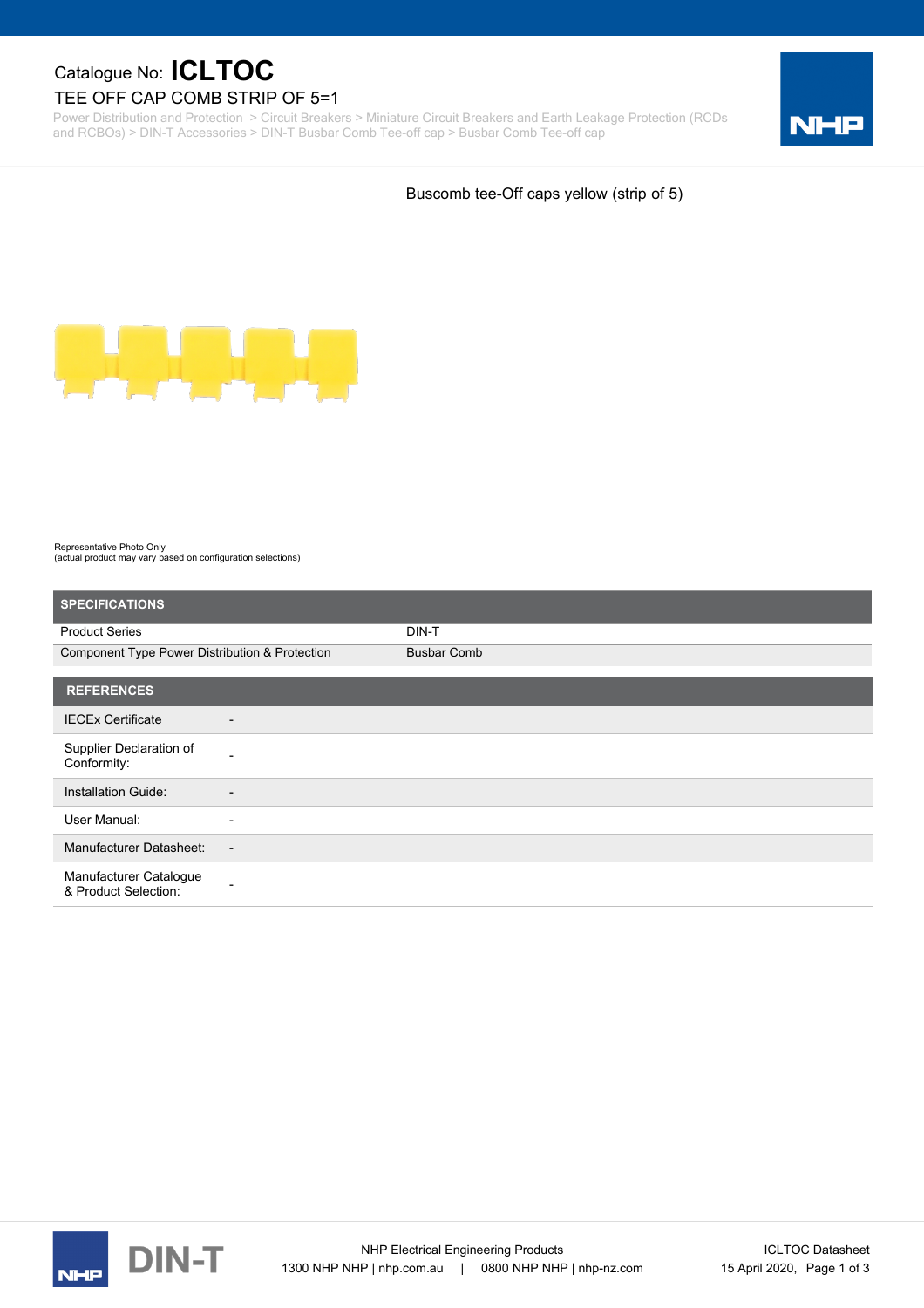Catalogue No: **ICLTOC**

# TEE OFF CAP COMB STRIP OF 5=1

Power Distribution and Protection > Circuit Breakers > Miniature Circuit Breakers and Earth Leakage Protection (RCDs and RCBOs) > DIN-T Accessories > DIN-T Busbar Comb Tee-off cap > Busbar Comb Tee-off cap

Buscomb tee-Off caps yellow (strip of 5)

Representative Photo Only
(actual product may vary based on configuration selections)

| SPECIFICATIONS | |
|---|---|
| Product Series | DIN-T |
| Component Type Power Distribution & Protection | Busbar Comb |

| REFERENCES | |
|---|---|
| IECEx Certificate | - |
| Supplier Declaration of Conformity: | - |
| Installation Guide: | - |
| User Manual: | - |
| Manufacturer Datasheet: | - |
| Manufacturer Catalogue & Product Selection: | - |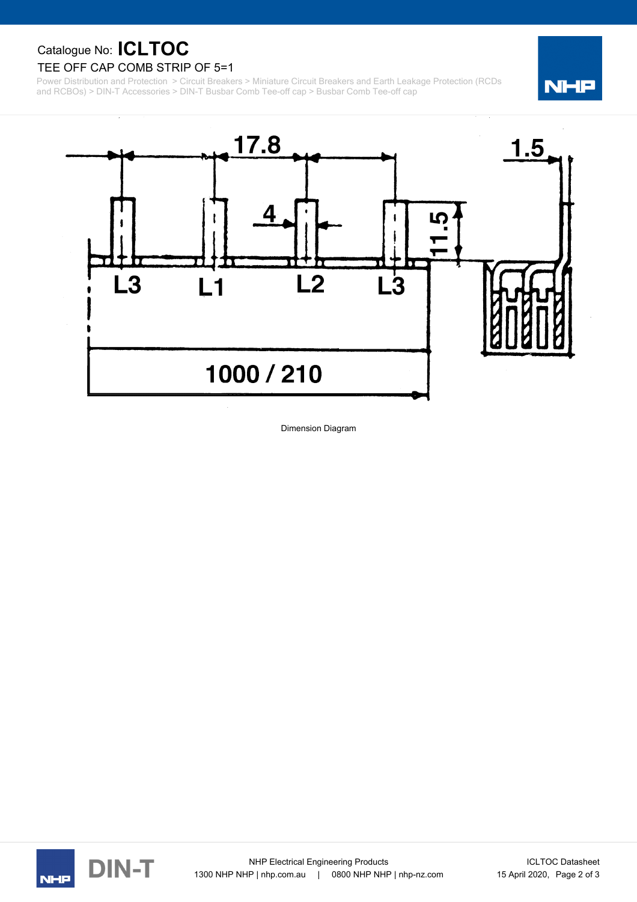Catalogue No: **ICLTOC**

TEE OFF CAP COMB STRIP OF 5=1

Power Distribution and Protection > Circuit Breakers > Miniature Circuit Breakers and Earth Leakage Protection (RCDs and RCBOs) > DIN-T Accessories > DIN-T Busbar Comb Tee-off cap > Busbar Comb Tee-off cap

17.8 1.5 4 11.5 L3 L1 L2 L3 1000 / 210

Dimension Diagram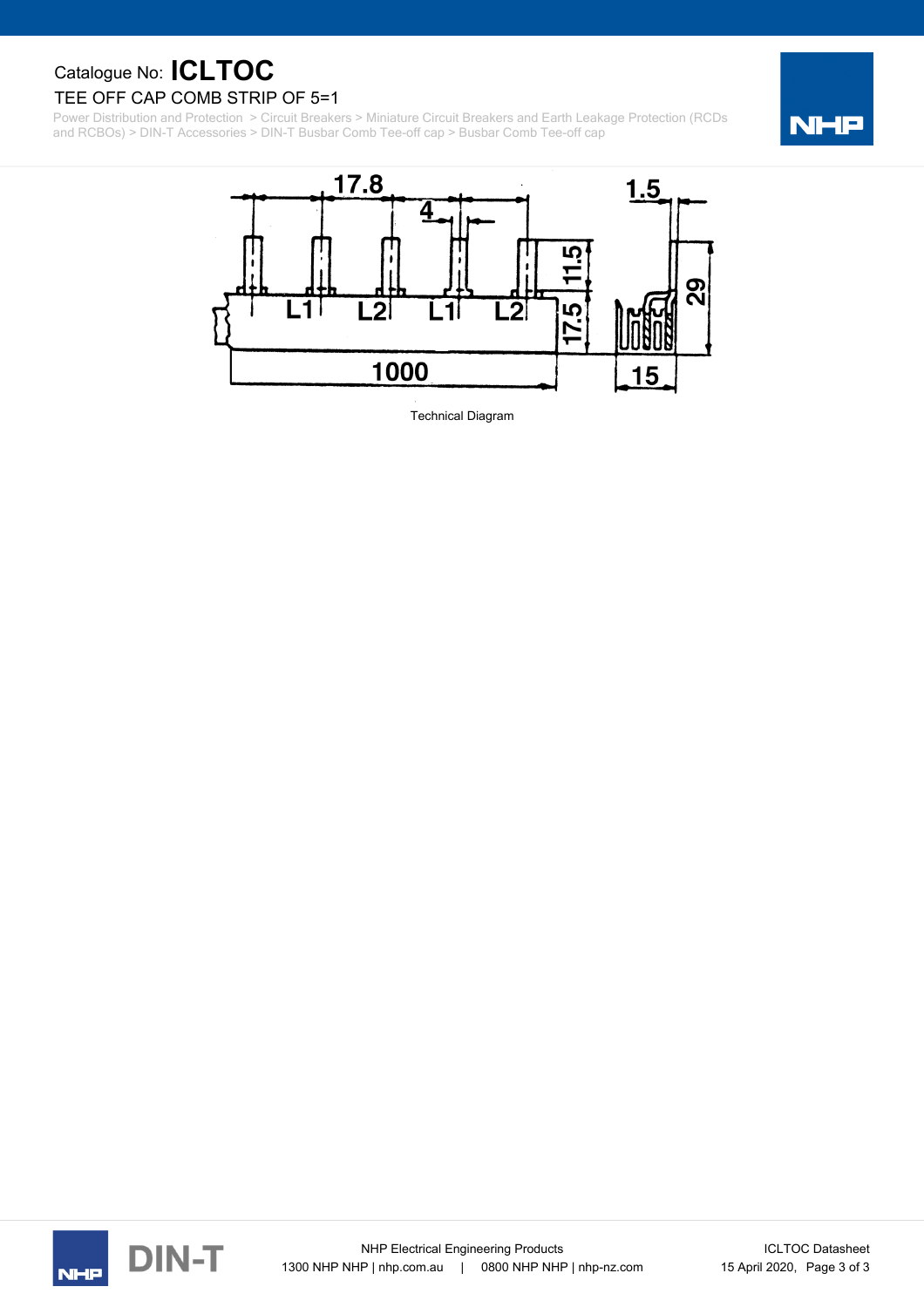Catalogue No: **ICLTOC**

TEE OFF CAP COMB STRIP OF 5=1

Power Distribution and Protection > Circuit Breakers > Miniature Circuit Breakers and Earth Leakage Protection (RCDs and RCBOs) > DIN-T Accessories > DIN-T Busbar Comb Tee-off cap > Busbar Comb Tee-off cap

17.8
4
1.5
11.5
29
L1
L2
L1
L2
17.5
1000
15

Technical Diagram